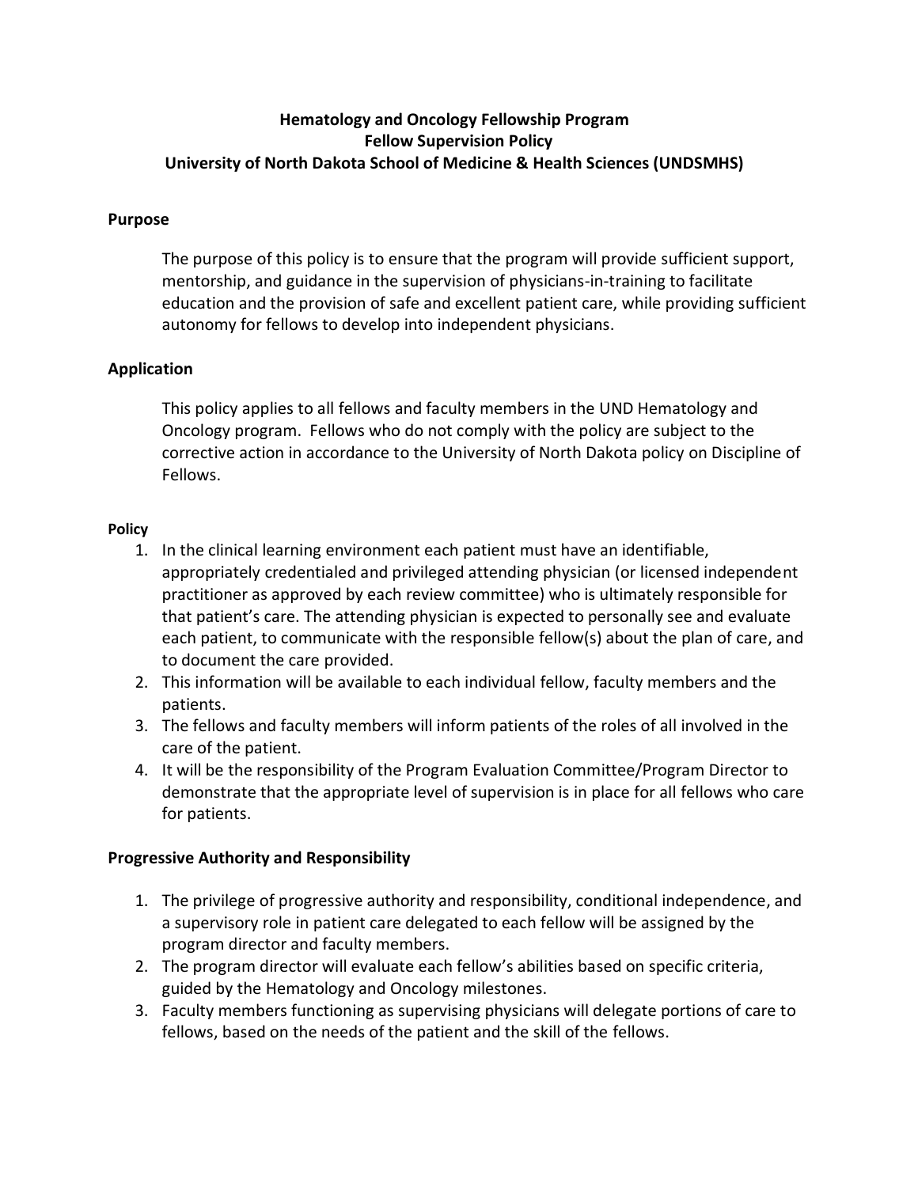# Hematology and Oncology Fellowship Program
# Fellow Supervision Policy
# University of North Dakota School of Medicine & Health Sciences (UNDSMHS)

## Purpose

The purpose of this policy is to ensure that the program will provide sufficient support, mentorship, and guidance in the supervision of physicians-in-training to facilitate education and the provision of safe and excellent patient care, while providing sufficient autonomy for fellows to develop into independent physicians.

## Application

This policy applies to all fellows and faculty members in the UND Hematology and Oncology program. Fellows who do not comply with the policy are subject to the corrective action in accordance to the University of North Dakota policy on Discipline of Fellows.

## Policy

1. In the clinical learning environment each patient must have an identifiable, appropriately credentialed and privileged attending physician (or licensed independent practitioner as approved by each review committee) who is ultimately responsible for that patient's care. The attending physician is expected to personally see and evaluate each patient, to communicate with the responsible fellow(s) about the plan of care, and to document the care provided.
2. This information will be available to each individual fellow, faculty members and the patients.
3. The fellows and faculty members will inform patients of the roles of all involved in the care of the patient.
4. It will be the responsibility of the Program Evaluation Committee/Program Director to demonstrate that the appropriate level of supervision is in place for all fellows who care for patients.

## Progressive Authority and Responsibility

1. The privilege of progressive authority and responsibility, conditional independence, and a supervisory role in patient care delegated to each fellow will be assigned by the program director and faculty members.
2. The program director will evaluate each fellow's abilities based on specific criteria, guided by the Hematology and Oncology milestones.
3. Faculty members functioning as supervising physicians will delegate portions of care to fellows, based on the needs of the patient and the skill of the fellows.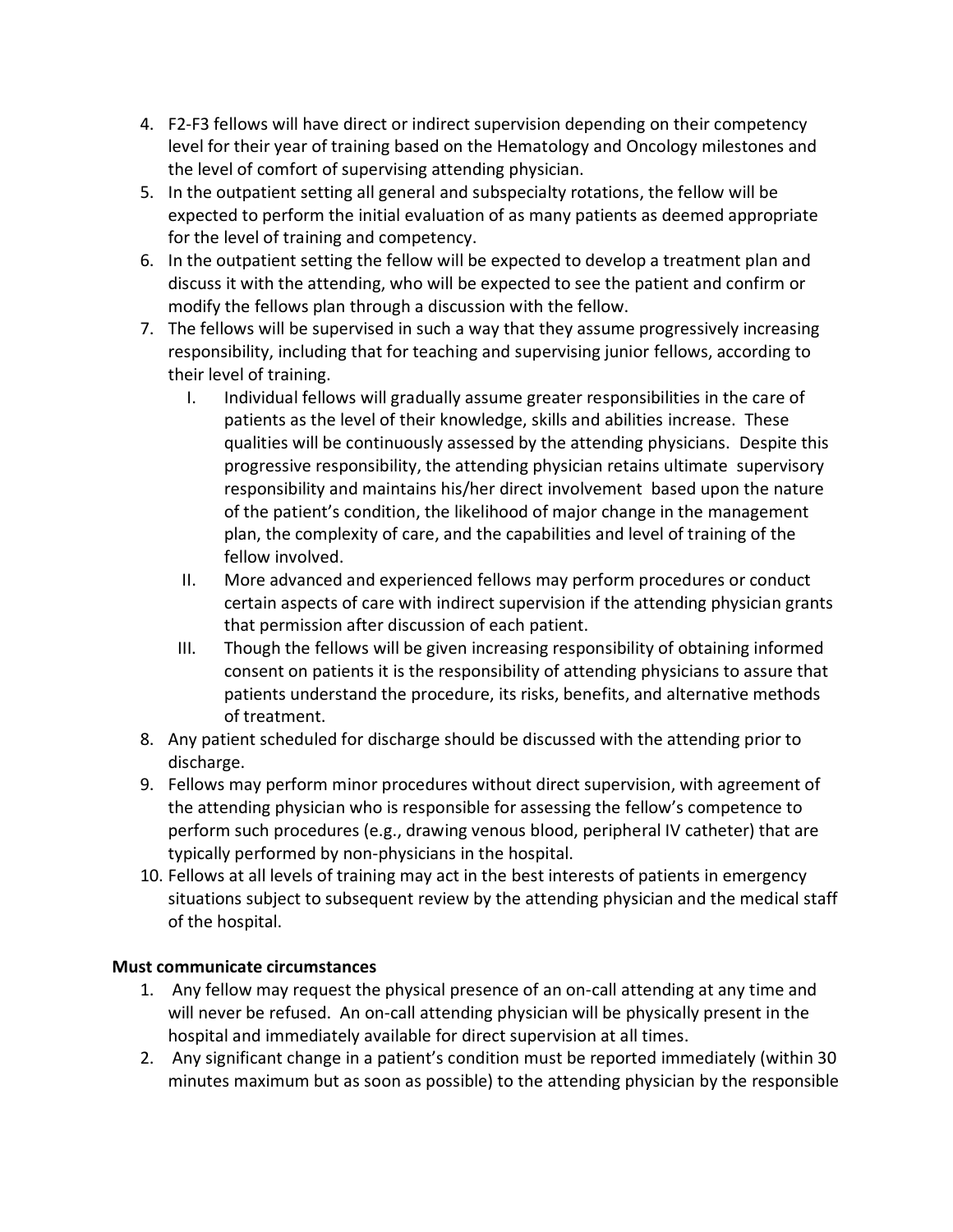4. F2-F3 fellows will have direct or indirect supervision depending on their competency level for their year of training based on the Hematology and Oncology milestones and the level of comfort of supervising attending physician.
5. In the outpatient setting all general and subspecialty rotations, the fellow will be expected to perform the initial evaluation of as many patients as deemed appropriate for the level of training and competency.
6. In the outpatient setting the fellow will be expected to develop a treatment plan and discuss it with the attending, who will be expected to see the patient and confirm or modify the fellows plan through a discussion with the fellow.
7. The fellows will be supervised in such a way that they assume progressively increasing responsibility, including that for teaching and supervising junior fellows, according to their level of training.
   I. Individual fellows will gradually assume greater responsibilities in the care of patients as the level of their knowledge, skills and abilities increase. These qualities will be continuously assessed by the attending physicians. Despite this progressive responsibility, the attending physician retains ultimate supervisory responsibility and maintains his/her direct involvement based upon the nature of the patient's condition, the likelihood of major change in the management plan, the complexity of care, and the capabilities and level of training of the fellow involved.
   II. More advanced and experienced fellows may perform procedures or conduct certain aspects of care with indirect supervision if the attending physician grants that permission after discussion of each patient.
   III. Though the fellows will be given increasing responsibility of obtaining informed consent on patients it is the responsibility of attending physicians to assure that patients understand the procedure, its risks, benefits, and alternative methods of treatment.
8. Any patient scheduled for discharge should be discussed with the attending prior to discharge.
9. Fellows may perform minor procedures without direct supervision, with agreement of the attending physician who is responsible for assessing the fellow's competence to perform such procedures (e.g., drawing venous blood, peripheral IV catheter) that are typically performed by non-physicians in the hospital.
10. Fellows at all levels of training may act in the best interests of patients in emergency situations subject to subsequent review by the attending physician and the medical staff of the hospital.

**Must communicate circumstances**

1. Any fellow may request the physical presence of an on-call attending at any time and will never be refused. An on-call attending physician will be physically present in the hospital and immediately available for direct supervision at all times.
2. Any significant change in a patient's condition must be reported immediately (within 30 minutes maximum but as soon as possible) to the attending physician by the responsible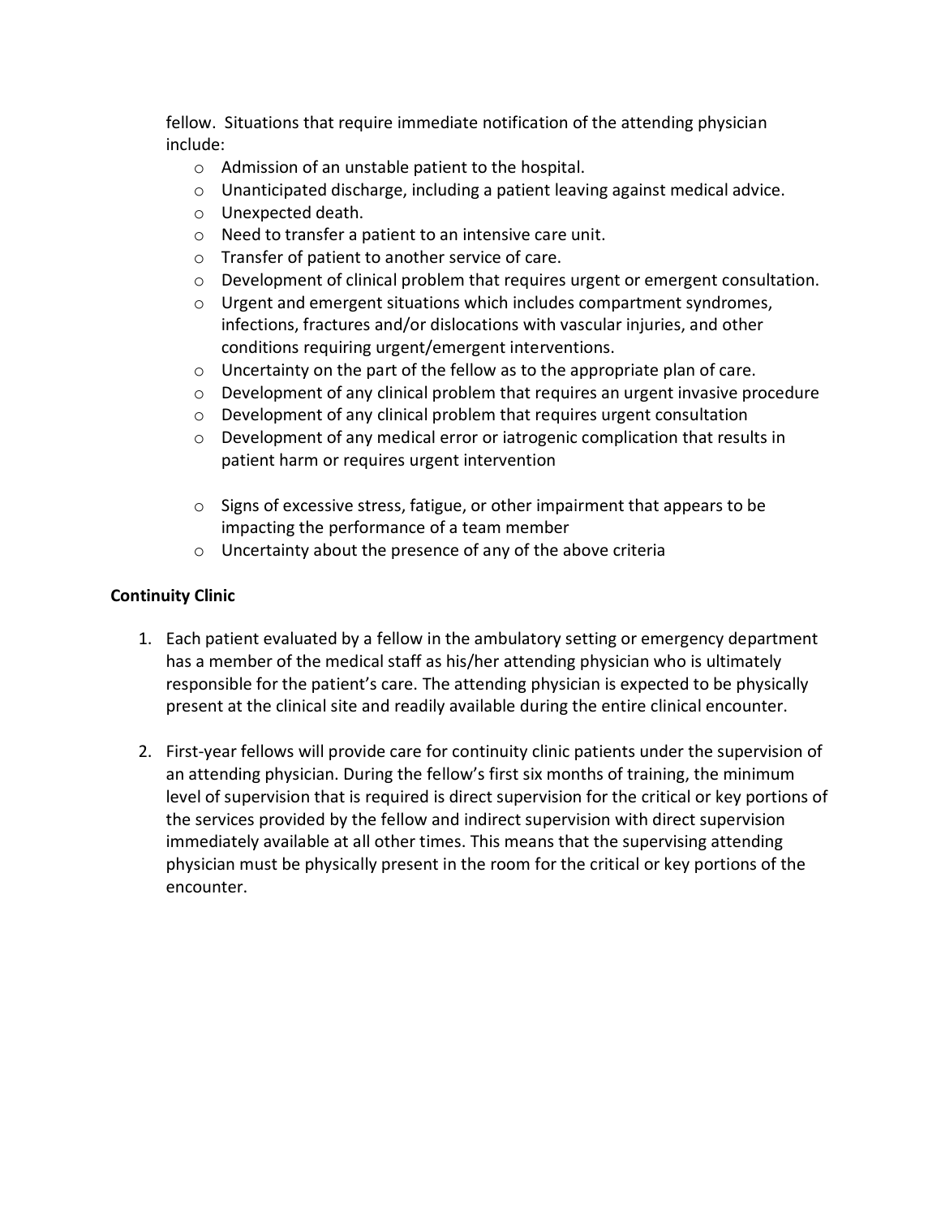fellow. Situations that require immediate notification of the attending physician include:

- Admission of an unstable patient to the hospital.
- Unanticipated discharge, including a patient leaving against medical advice.
- Unexpected death.
- Need to transfer a patient to an intensive care unit.
- Transfer of patient to another service of care.
- Development of clinical problem that requires urgent or emergent consultation.
- Urgent and emergent situations which includes compartment syndromes, infections, fractures and/or dislocations with vascular injuries, and other conditions requiring urgent/emergent interventions.
- Uncertainty on the part of the fellow as to the appropriate plan of care.
- Development of any clinical problem that requires an urgent invasive procedure
- Development of any clinical problem that requires urgent consultation
- Development of any medical error or iatrogenic complication that results in patient harm or requires urgent intervention
- Signs of excessive stress, fatigue, or other impairment that appears to be impacting the performance of a team member
- Uncertainty about the presence of any of the above criteria

**Continuity Clinic**

1. Each patient evaluated by a fellow in the ambulatory setting or emergency department has a member of the medical staff as his/her attending physician who is ultimately responsible for the patient's care. The attending physician is expected to be physically present at the clinical site and readily available during the entire clinical encounter.

2. First-year fellows will provide care for continuity clinic patients under the supervision of an attending physician. During the fellow's first six months of training, the minimum level of supervision that is required is direct supervision for the critical or key portions of the services provided by the fellow and indirect supervision with direct supervision immediately available at all other times. This means that the supervising attending physician must be physically present in the room for the critical or key portions of the encounter.